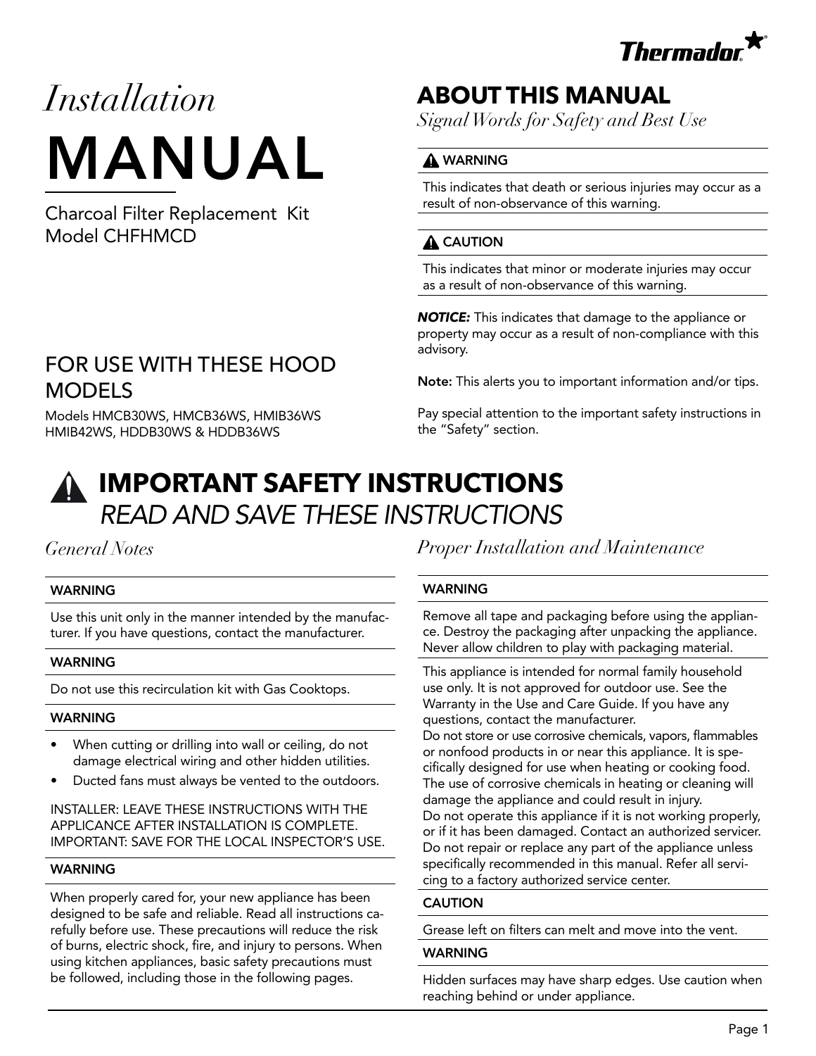Thermador

# *Installation* MANUAL

Charcoal Filter Replacement Kit
Model CHFHMCD

## FOR USE WITH THESE HOOD MODELS

Models HMCB30WS, HMCB36WS, HMIB36WS
HMIB42WS, HDDB30WS & HDDB36WS

## ABOUT THIS MANUAL

*Signal Words for Safety and Best Use*

**⚠ WARNING**

This indicates that death or serious injuries may occur as a result of non-observance of this warning.

**⚠ CAUTION**

This indicates that minor or moderate injuries may occur as a result of non-observance of this warning.

***NOTICE:*** This indicates that damage to the appliance or property may occur as a result of non-compliance with this advisory.

**Note:** This alerts you to important information and/or tips.

Pay special attention to the important safety instructions in the "Safety" section.

# ⚠ IMPORTANT SAFETY INSTRUCTIONS

## *READ AND SAVE THESE INSTRUCTIONS*

### *General Notes*

**WARNING**

Use this unit only in the manner intended by the manufacturer. If you have questions, contact the manufacturer.

**WARNING**

Do not use this recirculation kit with Gas Cooktops.

**WARNING**

- When cutting or drilling into wall or ceiling, do not damage electrical wiring and other hidden utilities.
- Ducted fans must always be vented to the outdoors.

INSTALLER: LEAVE THESE INSTRUCTIONS WITH THE APPLICANCE AFTER INSTALLATION IS COMPLETE.
IMPORTANT: SAVE FOR THE LOCAL INSPECTOR'S USE.

**WARNING**

When properly cared for, your new appliance has been designed to be safe and reliable. Read all instructions carefully before use. These precautions will reduce the risk of burns, electric shock, fire, and injury to persons. When using kitchen appliances, basic safety precautions must be followed, including those in the following pages.

### *Proper Installation and Maintenance*

**WARNING**

Remove all tape and packaging before using the appliance. Destroy the packaging after unpacking the appliance. Never allow children to play with packaging material.

This appliance is intended for normal family household use only. It is not approved for outdoor use. See the Warranty in the Use and Care Guide. If you have any questions, contact the manufacturer.
Do not store or use corrosive chemicals, vapors, flammables or nonfood products in or near this appliance. It is specifically designed for use when heating or cooking food. The use of corrosive chemicals in heating or cleaning will damage the appliance and could result in injury.
Do not operate this appliance if it is not working properly, or if it has been damaged. Contact an authorized servicer.
Do not repair or replace any part of the appliance unless specifically recommended in this manual. Refer all servicing to a factory authorized service center.

**CAUTION**

Grease left on filters can melt and move into the vent.

**WARNING**

Hidden surfaces may have sharp edges. Use caution when reaching behind or under appliance.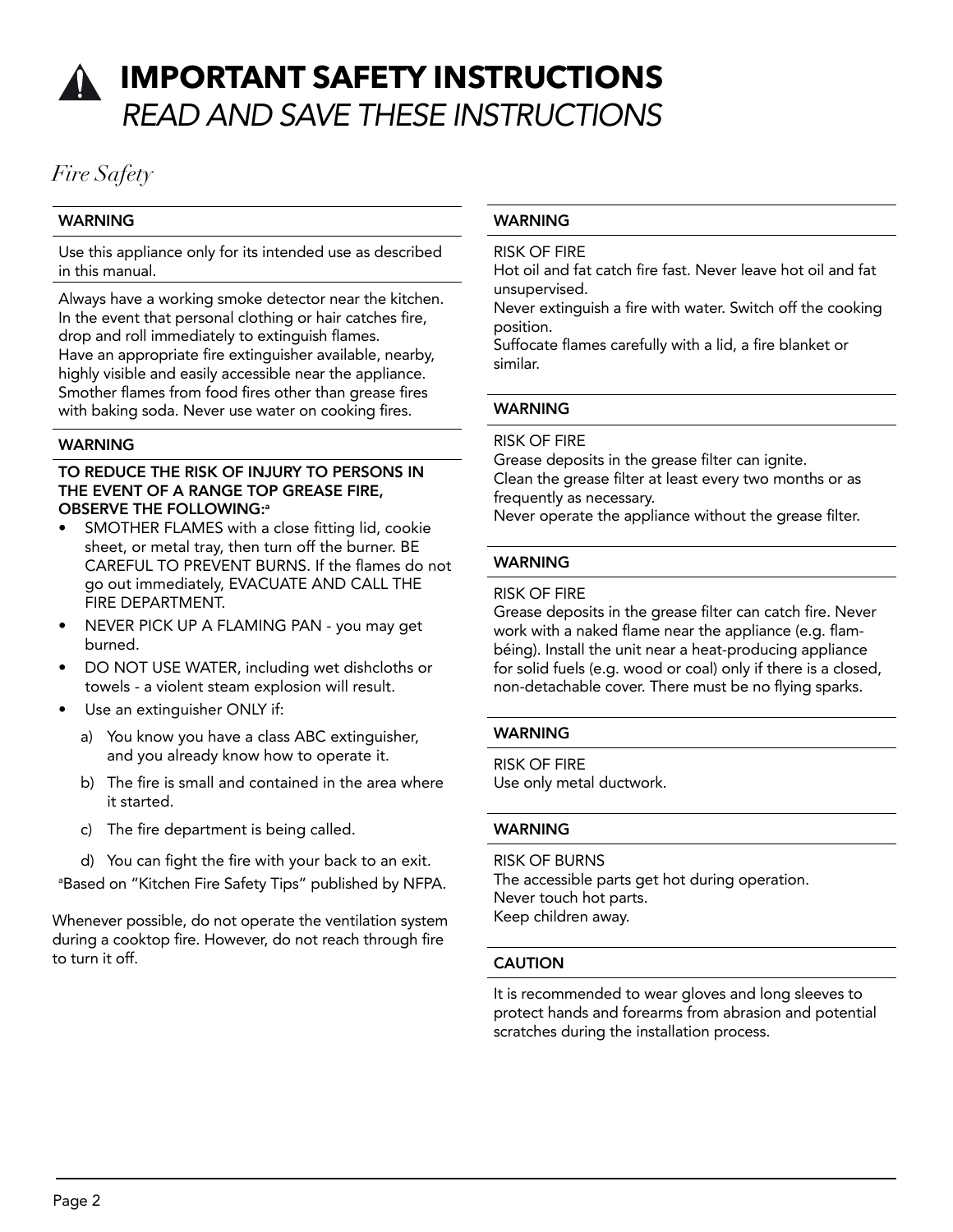# IMPORTANT SAFETY INSTRUCTIONS

*READ AND SAVE THESE INSTRUCTIONS*

## *Fire Safety*

**WARNING**

Use this appliance only for its intended use as described in this manual.

Always have a working smoke detector near the kitchen. In the event that personal clothing or hair catches fire, drop and roll immediately to extinguish flames.
Have an appropriate fire extinguisher available, nearby, highly visible and easily accessible near the appliance.
Smother flames from food fires other than grease fires with baking soda. Never use water on cooking fires.

**WARNING**

**TO REDUCE THE RISK OF INJURY TO PERSONS IN THE EVENT OF A RANGE TOP GREASE FIRE, OBSERVE THE FOLLOWING:**[a]

- SMOTHER FLAMES with a close fitting lid, cookie sheet, or metal tray, then turn off the burner. BE CAREFUL TO PREVENT BURNS. If the flames do not go out immediately, EVACUATE AND CALL THE FIRE DEPARTMENT.
- NEVER PICK UP A FLAMING PAN - you may get burned.
- DO NOT USE WATER, including wet dishcloths or towels - a violent steam explosion will result.
- Use an extinguisher ONLY if:
  a) You know you have a class ABC extinguisher, and you already know how to operate it.
  b) The fire is small and contained in the area where it started.
  c) The fire department is being called.
  d) You can fight the fire with your back to an exit.

[a]Based on "Kitchen Fire Safety Tips" published by NFPA.

Whenever possible, do not operate the ventilation system during a cooktop fire. However, do not reach through fire to turn it off.

**WARNING**

RISK OF FIRE
Hot oil and fat catch fire fast. Never leave hot oil and fat unsupervised.
Never extinguish a fire with water. Switch off the cooking position.
Suffocate flames carefully with a lid, a fire blanket or similar.

**WARNING**

RISK OF FIRE
Grease deposits in the grease filter can ignite.
Clean the grease filter at least every two months or as frequently as necessary.
Never operate the appliance without the grease filter.

**WARNING**

RISK OF FIRE
Grease deposits in the grease filter can catch fire. Never work with a naked flame near the appliance (e.g. flambéing). Install the unit near a heat-producing appliance for solid fuels (e.g. wood or coal) only if there is a closed, non-detachable cover. There must be no flying sparks.

**WARNING**

RISK OF FIRE
Use only metal ductwork.

**WARNING**

RISK OF BURNS
The accessible parts get hot during operation.
Never touch hot parts.
Keep children away.

**CAUTION**

It is recommended to wear gloves and long sleeves to protect hands and forearms from abrasion and potential scratches during the installation process.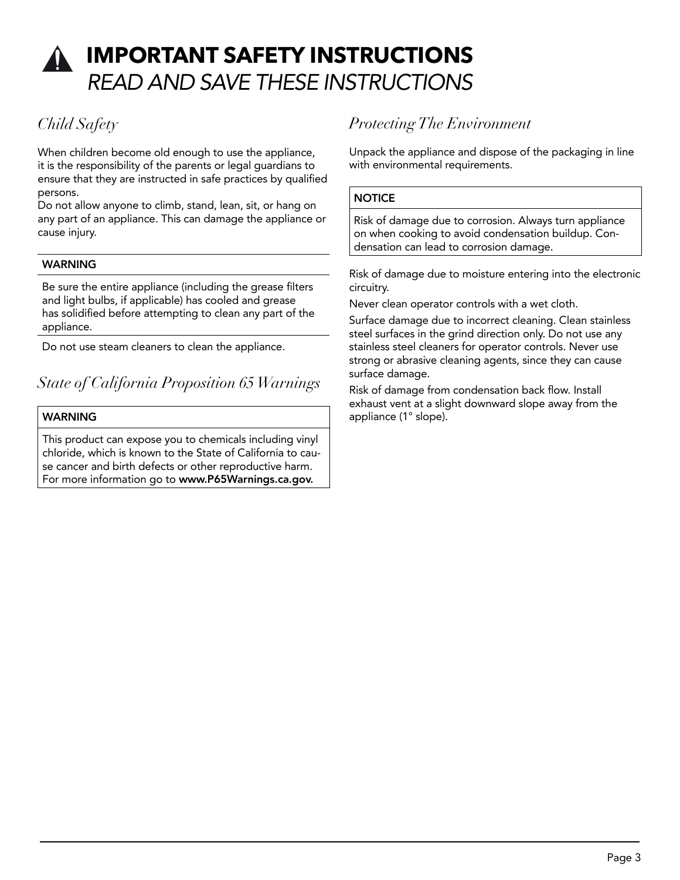# IMPORTANT SAFETY INSTRUCTIONS
*READ AND SAVE THESE INSTRUCTIONS*

## *Child Safety*

When children become old enough to use the appliance, it is the responsibility of the parents or legal guardians to ensure that they are instructed in safe practices by qualified persons.

Do not allow anyone to climb, stand, lean, sit, or hang on any part of an appliance. This can damage the appliance or cause injury.

| WARNING |
| --- |
| Be sure the entire appliance (including the grease filters and light bulbs, if applicable) has cooled and grease has solidified before attempting to clean any part of the appliance. |
| Do not use steam cleaners to clean the appliance. |

## *State of California Proposition 65 Warnings*

| WARNING |
| --- |
| This product can expose you to chemicals including vinyl chloride, which is known to the State of California to cause cancer and birth defects or other reproductive harm. For more information go to **www.P65Warnings.ca.gov.** |

## *Protecting The Environment*

Unpack the appliance and dispose of the packaging in line with environmental requirements.

| NOTICE |
| --- |
| Risk of damage due to corrosion. Always turn appliance on when cooking to avoid condensation buildup. Condensation can lead to corrosion damage. |

Risk of damage due to moisture entering into the electronic circuitry.

Never clean operator controls with a wet cloth.

Surface damage due to incorrect cleaning. Clean stainless steel surfaces in the grind direction only. Do not use any stainless steel cleaners for operator controls. Never use strong or abrasive cleaning agents, since they can cause surface damage.

Risk of damage from condensation back flow. Install exhaust vent at a slight downward slope away from the appliance (1° slope).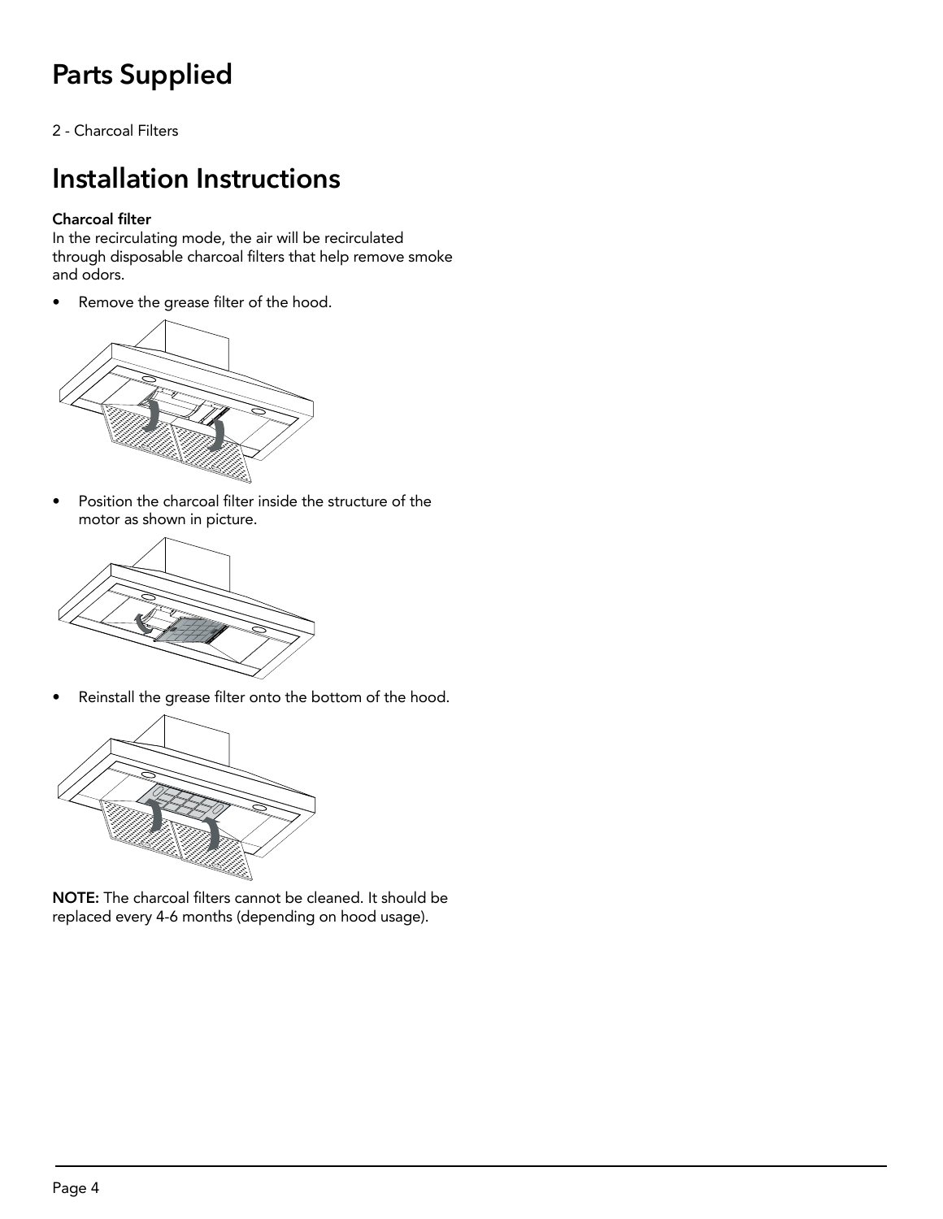# Parts Supplied

2 - Charcoal Filters

# Installation Instructions

**Charcoal filter**

In the recirculating mode, the air will be recirculated through disposable charcoal filters that help remove smoke and odors.

- Remove the grease filter of the hood.

- Position the charcoal filter inside the structure of the motor as shown in picture.

- Reinstall the grease filter onto the bottom of the hood.

**NOTE:** The charcoal filters cannot be cleaned. It should be replaced every 4-6 months (depending on hood usage).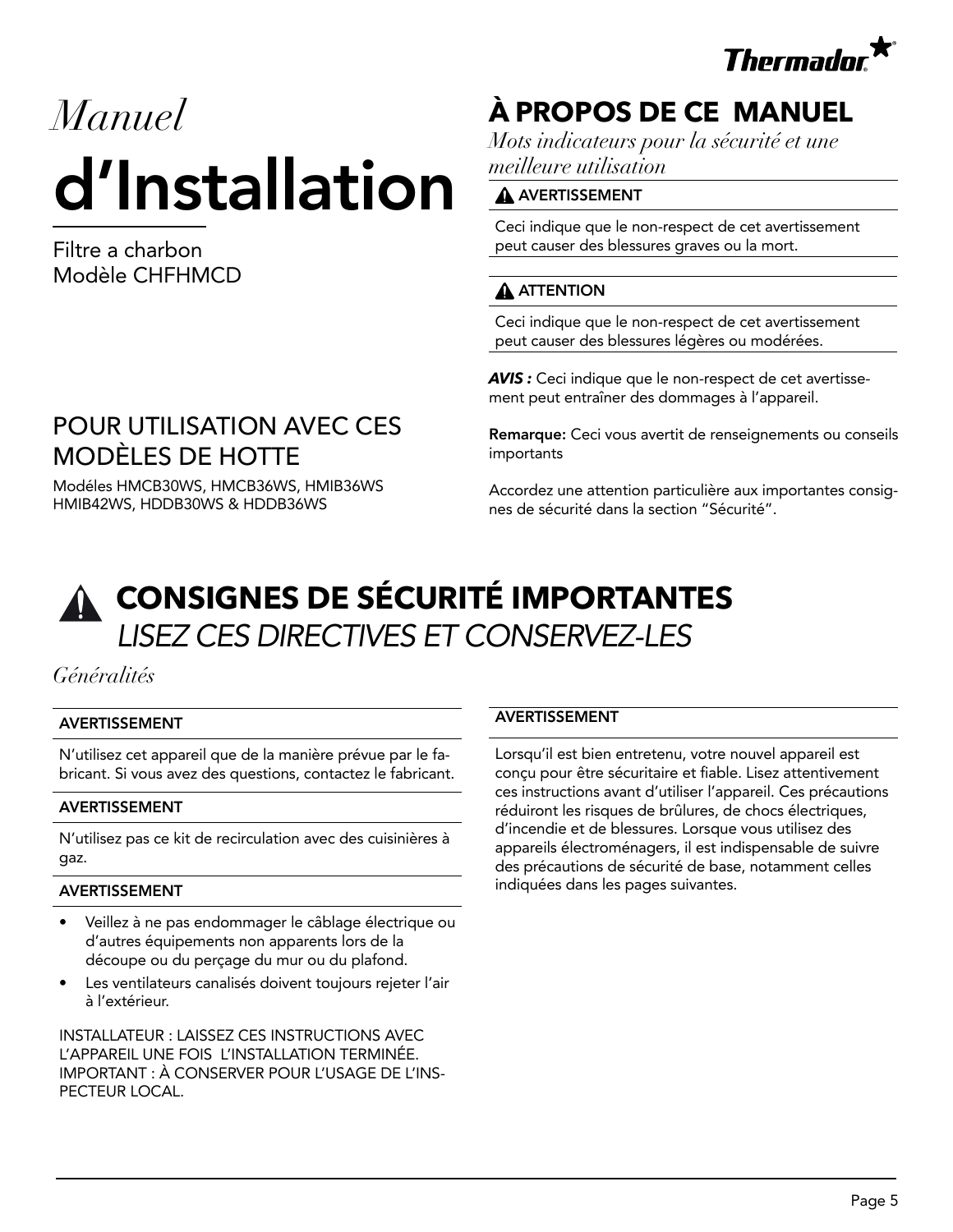# *Manuel* d'Installation

Filtre a charbon
Modèle CHFHMCD

## POUR UTILISATION AVEC CES MODÈLES DE HOTTE

Modéles HMCB30WS, HMCB36WS, HMIB36WS HMIB42WS, HDDB30WS & HDDB36WS

## À PROPOS DE CE MANUEL

*Mots indicateurs pour la sécurité et une meilleure utilisation*

**⚠ AVERTISSEMENT**

Ceci indique que le non-respect de cet avertissement peut causer des blessures graves ou la mort.

**⚠ ATTENTION**

Ceci indique que le non-respect de cet avertissement peut causer des blessures légères ou modérées.

***AVIS :*** Ceci indique que le non-respect de cet avertissement peut entraîner des dommages à l'appareil.

**Remarque:** Ceci vous avertit de renseignements ou conseils importants

Accordez une attention particulière aux importantes consignes de sécurité dans la section "Sécurité".

# ⚠ CONSIGNES DE SÉCURITÉ IMPORTANTES

## *LISEZ CES DIRECTIVES ET CONSERVEZ-LES*

### *Généralités*

**AVERTISSEMENT**

N'utilisez cet appareil que de la manière prévue par le fabricant. Si vous avez des questions, contactez le fabricant.

**AVERTISSEMENT**

N'utilisez pas ce kit de recirculation avec des cuisinières à gaz.

**AVERTISSEMENT**

- Veillez à ne pas endommager le câblage électrique ou d'autres équipements non apparents lors de la découpe ou du perçage du mur ou du plafond.
- Les ventilateurs canalisés doivent toujours rejeter l'air à l'extérieur.

INSTALLATEUR : LAISSEZ CES INSTRUCTIONS AVEC L'APPAREIL UNE FOIS L'INSTALLATION TERMINÉE. IMPORTANT : À CONSERVER POUR L'USAGE DE L'INSPECTEUR LOCAL.

**AVERTISSEMENT**

Lorsqu'il est bien entretenu, votre nouvel appareil est conçu pour être sécuritaire et fiable. Lisez attentivement ces instructions avant d'utiliser l'appareil. Ces précautions réduiront les risques de brûlures, de chocs électriques, d'incendie et de blessures. Lorsque vous utilisez des appareils électroménagers, il est indispensable de suivre des précautions de sécurité de base, notamment celles indiquées dans les pages suivantes.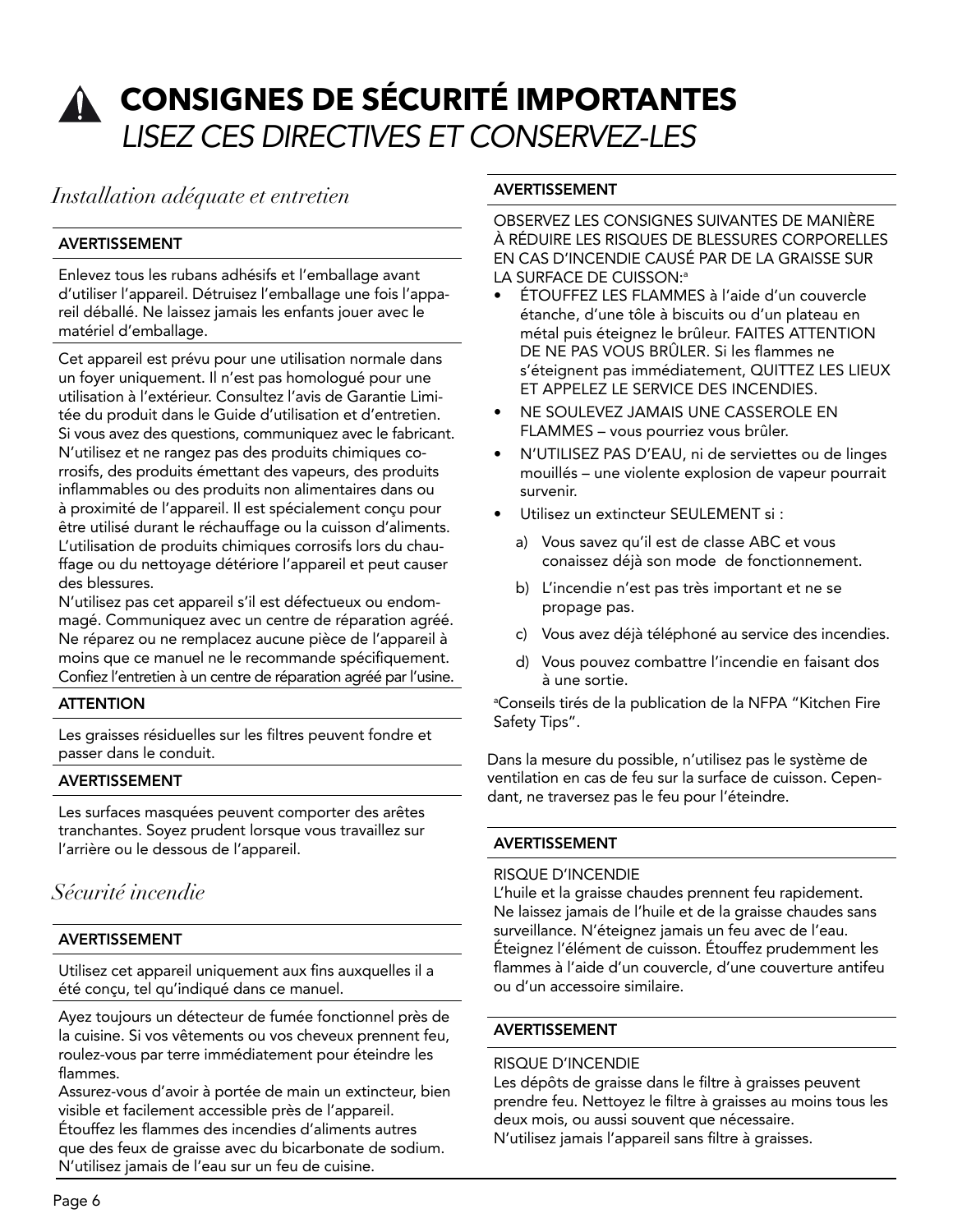# CONSIGNES DE SÉCURITÉ IMPORTANTES

*LISEZ CES DIRECTIVES ET CONSERVEZ-LES*

## *Installation adéquate et entretien*

**AVERTISSEMENT**

Enlevez tous les rubans adhésifs et l'emballage avant d'utiliser l'appareil. Détruisez l'emballage une fois l'appareil déballé. Ne laissez jamais les enfants jouer avec le matériel d'emballage.

Cet appareil est prévu pour une utilisation normale dans un foyer uniquement. Il n'est pas homologué pour une utilisation à l'extérieur. Consultez l'avis de Garantie Limitée du produit dans le Guide d'utilisation et d'entretien. Si vous avez des questions, communiquez avec le fabricant. N'utilisez et ne rangez pas des produits chimiques corrosifs, des produits émettant des vapeurs, des produits inflammables ou des produits non alimentaires dans ou à proximité de l'appareil. Il est spécialement conçu pour être utilisé durant le réchauffage ou la cuisson d'aliments. L'utilisation de produits chimiques corrosifs lors du chauffage ou du nettoyage détériore l'appareil et peut causer des blessures.

N'utilisez pas cet appareil s'il est défectueux ou endommagé. Communiquez avec un centre de réparation agréé. Ne réparez ou ne remplacez aucune pièce de l'appareil à moins que ce manuel ne le recommande spécifiquement. Confiez l'entretien à un centre de réparation agréé par l'usine.

**ATTENTION**

Les graisses résiduelles sur les filtres peuvent fondre et passer dans le conduit.

**AVERTISSEMENT**

Les surfaces masquées peuvent comporter des arêtes tranchantes. Soyez prudent lorsque vous travaillez sur l'arrière ou le dessous de l'appareil.

## *Sécurité incendie*

**AVERTISSEMENT**

Utilisez cet appareil uniquement aux fins auxquelles il a été conçu, tel qu'indiqué dans ce manuel.

Ayez toujours un détecteur de fumée fonctionnel près de la cuisine. Si vos vêtements ou vos cheveux prennent feu, roulez-vous par terre immédiatement pour éteindre les flammes.

Assurez-vous d'avoir à portée de main un extincteur, bien visible et facilement accessible près de l'appareil.

Étouffez les flammes des incendies d'aliments autres que des feux de graisse avec du bicarbonate de sodium. N'utilisez jamais de l'eau sur un feu de cuisine.

**AVERTISSEMENT**

OBSERVEZ LES CONSIGNES SUIVANTES DE MANIÈRE À RÉDUIRE LES RISQUES DE BLESSURES CORPORELLES EN CAS D'INCENDIE CAUSÉ PAR DE LA GRAISSE SUR LA SURFACE DE CUISSON:[a]

- ÉTOUFFEZ LES FLAMMES à l'aide d'un couvercle étanche, d'une tôle à biscuits ou d'un plateau en métal puis éteignez le brûleur. FAITES ATTENTION DE NE PAS VOUS BRÛLER. Si les flammes ne s'éteignent pas immédiatement, QUITTEZ LES LIEUX ET APPELEZ LE SERVICE DES INCENDIES.
- NE SOULEVEZ JAMAIS UNE CASSEROLE EN FLAMMES – vous pourriez vous brûler.
- N'UTILISEZ PAS D'EAU, ni de serviettes ou de linges mouillés – une violente explosion de vapeur pourrait survenir.
- Utilisez un extincteur SEULEMENT si :
  a) Vous savez qu'il est de classe ABC et vous conaissez déjà son mode de fonctionnement.
  b) L'incendie n'est pas très important et ne se propage pas.
  c) Vous avez déjà téléphoné au service des incendies.
  d) Vous pouvez combattre l'incendie en faisant dos à une sortie.

[a]Conseils tirés de la publication de la NFPA "Kitchen Fire Safety Tips".

Dans la mesure du possible, n'utilisez pas le système de ventilation en cas de feu sur la surface de cuisson. Cependant, ne traversez pas le feu pour l'éteindre.

**AVERTISSEMENT**

RISQUE D'INCENDIE
L'huile et la graisse chaudes prennent feu rapidement. Ne laissez jamais de l'huile et de la graisse chaudes sans surveillance. N'éteignez jamais un feu avec de l'eau. Éteignez l'élément de cuisson. Étouffez prudemment les flammes à l'aide d'un couvercle, d'une couverture antifeu ou d'un accessoire similaire.

**AVERTISSEMENT**

RISQUE D'INCENDIE
Les dépôts de graisse dans le filtre à graisses peuvent prendre feu. Nettoyez le filtre à graisses au moins tous les deux mois, ou aussi souvent que nécessaire.
N'utilisez jamais l'appareil sans filtre à graisses.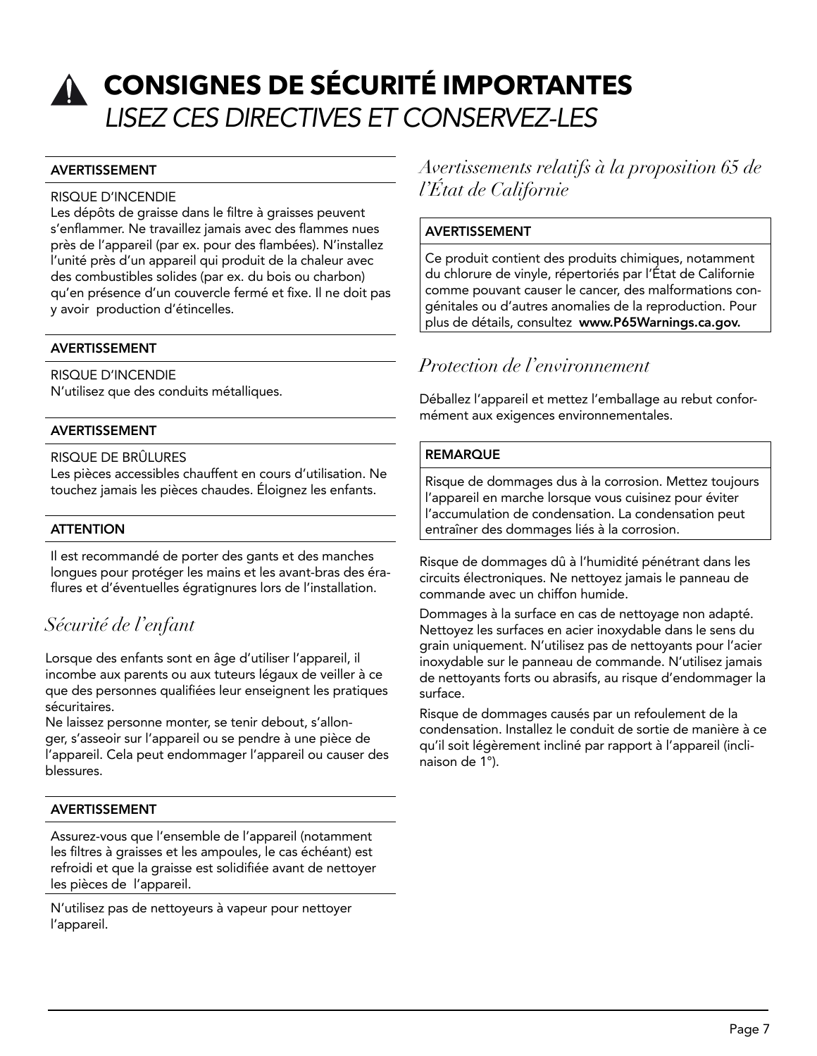# CONSIGNES DE SÉCURITÉ IMPORTANTES

*LISEZ CES DIRECTIVES ET CONSERVEZ-LES*

**AVERTISSEMENT**

RISQUE D'INCENDIE
Les dépôts de graisse dans le filtre à graisses peuvent s'enflammer. Ne travaillez jamais avec des flammes nues près de l'appareil (par ex. pour des flambées). N'installez l'unité près d'un appareil qui produit de la chaleur avec des combustibles solides (par ex. du bois ou charbon) qu'en présence d'un couvercle fermé et fixe. Il ne doit pas y avoir production d'étincelles.

**AVERTISSEMENT**

RISQUE D'INCENDIE
N'utilisez que des conduits métalliques.

**AVERTISSEMENT**

RISQUE DE BRÛLURES
Les pièces accessibles chauffent en cours d'utilisation. Ne touchez jamais les pièces chaudes. Éloignez les enfants.

**ATTENTION**

Il est recommandé de porter des gants et des manches longues pour protéger les mains et les avant-bras des éraflures et d'éventuelles égratignures lors de l'installation.

## *Sécurité de l'enfant*

Lorsque des enfants sont en âge d'utiliser l'appareil, il incombe aux parents ou aux tuteurs légaux de veiller à ce que des personnes qualifiées leur enseignent les pratiques sécuritaires.
Ne laissez personne monter, se tenir debout, s'allonger, s'asseoir sur l'appareil ou se pendre à une pièce de l'appareil. Cela peut endommager l'appareil ou causer des blessures.

**AVERTISSEMENT**

Assurez-vous que l'ensemble de l'appareil (notamment les filtres à graisses et les ampoules, le cas échéant) est refroidi et que la graisse est solidifiée avant de nettoyer les pièces de l'appareil.

N'utilisez pas de nettoyeurs à vapeur pour nettoyer l'appareil.

## *Avertissements relatifs à la proposition 65 de l'État de Californie*

**AVERTISSEMENT**

Ce produit contient des produits chimiques, notamment du chlorure de vinyle, répertoriés par l'État de Californie comme pouvant causer le cancer, des malformations congénitales ou d'autres anomalies de la reproduction. Pour plus de détails, consultez **www.P65Warnings.ca.gov.**

## *Protection de l'environnement*

Déballez l'appareil et mettez l'emballage au rebut conformément aux exigences environnementales.

**REMARQUE**

Risque de dommages dus à la corrosion. Mettez toujours l'appareil en marche lorsque vous cuisinez pour éviter l'accumulation de condensation. La condensation peut entraîner des dommages liés à la corrosion.

Risque de dommages dû à l'humidité pénétrant dans les circuits électroniques. Ne nettoyez jamais le panneau de commande avec un chiffon humide.

Dommages à la surface en cas de nettoyage non adapté. Nettoyez les surfaces en acier inoxydable dans le sens du grain uniquement. N'utilisez pas de nettoyants pour l'acier inoxydable sur le panneau de commande. N'utilisez jamais de nettoyants forts ou abrasifs, au risque d'endommager la surface.

Risque de dommages causés par un refoulement de la condensation. Installez le conduit de sortie de manière à ce qu'il soit légèrement incliné par rapport à l'appareil (inclinaison de 1°).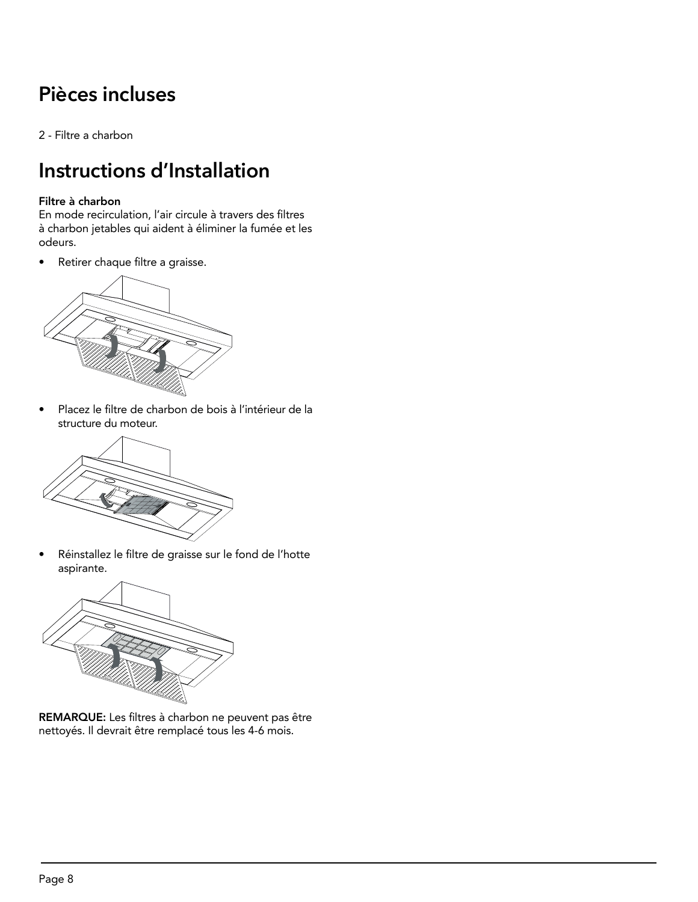# Pièces incluses

2 - Filtre a charbon

# Instructions d'Installation

**Filtre à charbon**
En mode recirculation, l'air circule à travers des filtres à charbon jetables qui aident à éliminer la fumée et les odeurs.

- Retirer chaque filtre a graisse.

- Placez le filtre de charbon de bois à l'intérieur de la structure du moteur.

- Réinstallez le filtre de graisse sur le fond de l'hotte aspirante.

**REMARQUE:** Les filtres à charbon ne peuvent pas être nettoyés. Il devrait être remplacé tous les 4-6 mois.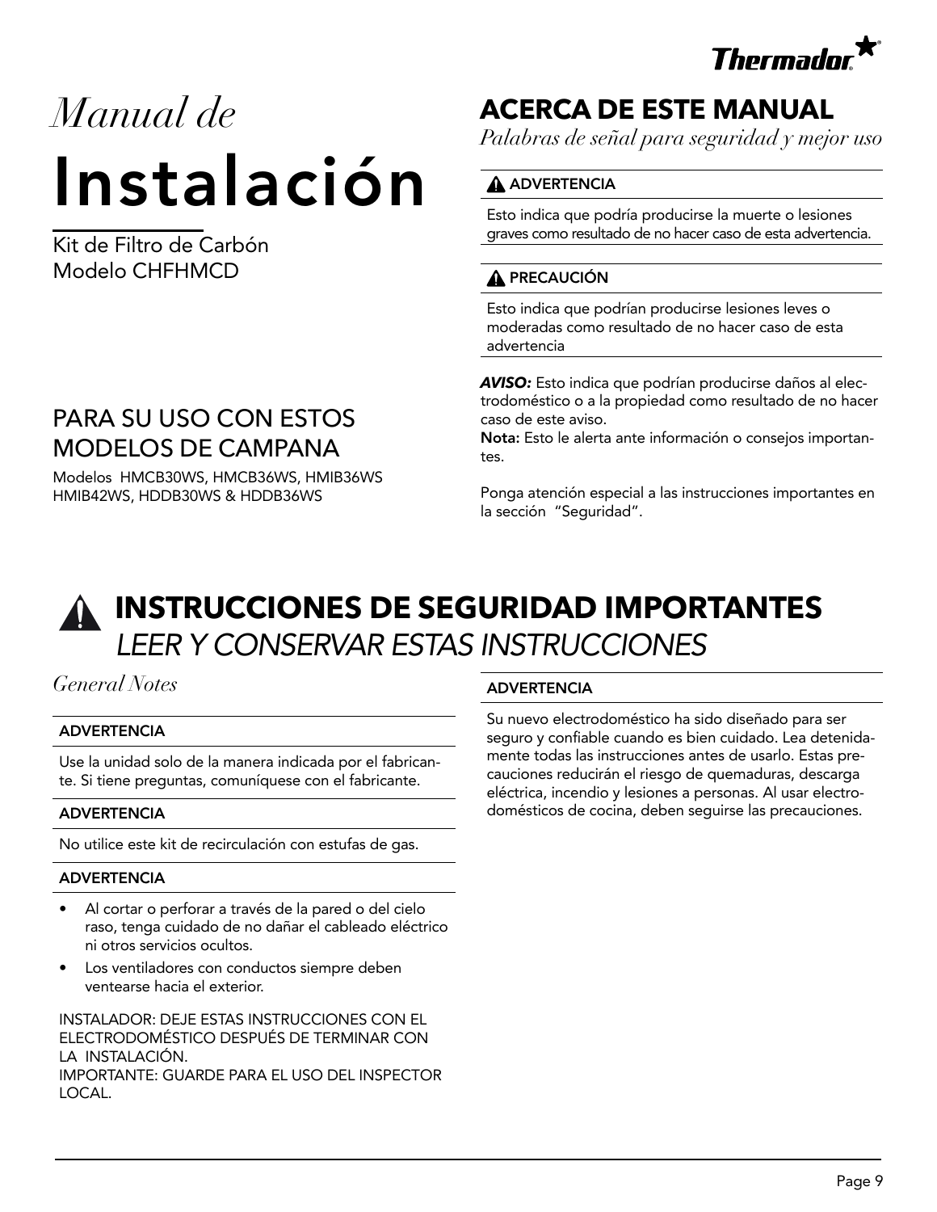*Manual de*

# Instalación

Kit de Filtro de Carbón
Modelo CHFHMCD

## PARA SU USO CON ESTOS MODELOS DE CAMPANA

Modelos HMCB30WS, HMCB36WS, HMIB36WS HMIB42WS, HDDB30WS & HDDB36WS

## ACERCA DE ESTE MANUAL

*Palabras de señal para seguridad y mejor uso*

**⚠ ADVERTENCIA**

Esto indica que podría producirse la muerte o lesiones graves como resultado de no hacer caso de esta advertencia.

**⚠ PRECAUCIÓN**

Esto indica que podrían producirse lesiones leves o moderadas como resultado de no hacer caso de esta advertencia

***AVISO:*** Esto indica que podrían producirse daños al electrodoméstico o a la propiedad como resultado de no hacer caso de este aviso.
**Nota:** Esto le alerta ante información o consejos importantes.

Ponga atención especial a las instrucciones importantes en la sección "Seguridad".

## ⚠ INSTRUCCIONES DE SEGURIDAD IMPORTANTES

*LEER Y CONSERVAR ESTAS INSTRUCCIONES*

*General Notes*

**ADVERTENCIA**

Use la unidad solo de la manera indicada por el fabricante. Si tiene preguntas, comuníquese con el fabricante.

**ADVERTENCIA**

No utilice este kit de recirculación con estufas de gas.

**ADVERTENCIA**

- Al cortar o perforar a través de la pared o del cielo raso, tenga cuidado de no dañar el cableado eléctrico ni otros servicios ocultos.
- Los ventiladores con conductos siempre deben ventearse hacia el exterior.

INSTALADOR: DEJE ESTAS INSTRUCCIONES CON EL ELECTRODOMÉSTICO DESPUÉS DE TERMINAR CON LA INSTALACIÓN.
IMPORTANTE: GUARDE PARA EL USO DEL INSPECTOR LOCAL.

**ADVERTENCIA**

Su nuevo electrodoméstico ha sido diseñado para ser seguro y confiable cuando es bien cuidado. Lea detenidamente todas las instrucciones antes de usarlo. Estas precauciones reducirán el riesgo de quemaduras, descarga eléctrica, incendio y lesiones a personas. Al usar electrodomésticos de cocina, deben seguirse las precauciones.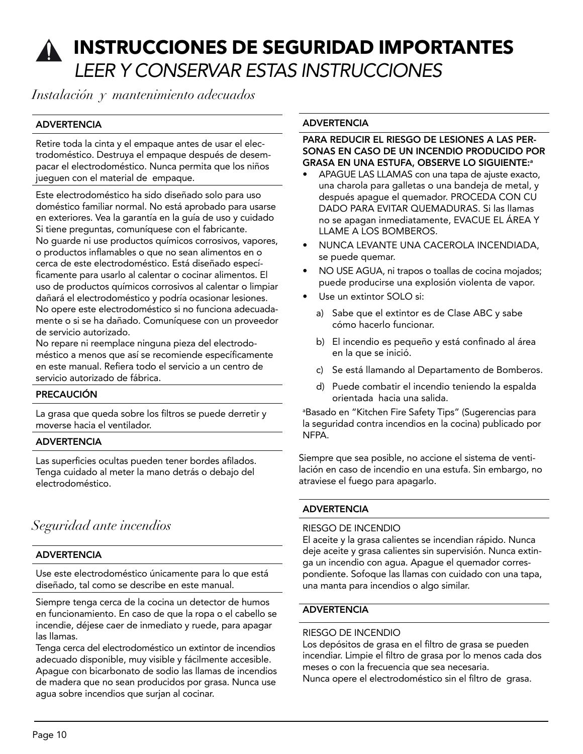# INSTRUCCIONES DE SEGURIDAD IMPORTANTES

*LEER Y CONSERVAR ESTAS INSTRUCCIONES*

## *Instalación y mantenimiento adecuados*

**ADVERTENCIA**

Retire toda la cinta y el empaque antes de usar el electrodoméstico. Destruya el empaque después de desempacar el electrodoméstico. Nunca permita que los niños jueguen con el material de empaque.

Este electrodoméstico ha sido diseñado solo para uso doméstico familiar normal. No está aprobado para usarse en exteriores. Vea la garantía en la guía de uso y cuidado Si tiene preguntas, comuníquese con el fabricante.
No guarde ni use productos químicos corrosivos, vapores, o productos inflamables o que no sean alimentos en o cerca de este electrodoméstico. Está diseñado específicamente para usarlo al calentar o cocinar alimentos. El uso de productos químicos corrosivos al calentar o limpiar dañará el electrodoméstico y podría ocasionar lesiones.
No opere este electrodoméstico si no funciona adecuadamente o si se ha dañado. Comuníquese con un proveedor de servicio autorizado.
No repare ni reemplace ninguna pieza del electrodoméstico a menos que así se recomiende específicamente en este manual. Refiera todo el servicio a un centro de servicio autorizado de fábrica.

**PRECAUCIÓN**

La grasa que queda sobre los filtros se puede derretir y moverse hacia el ventilador.

**ADVERTENCIA**

Las superficies ocultas pueden tener bordes afilados. Tenga cuidado al meter la mano detrás o debajo del electrodoméstico.

## *Seguridad ante incendios*

**ADVERTENCIA**

Use este electrodoméstico únicamente para lo que está diseñado, tal como se describe en este manual.

Siempre tenga cerca de la cocina un detector de humos en funcionamiento. En caso de que la ropa o el cabello se incendie, déjese caer de inmediato y ruede, para apagar las llamas.
Tenga cerca del electrodoméstico un extintor de incendios adecuado disponible, muy visible y fácilmente accesible.
Apague con bicarbonato de sodio las llamas de incendios de madera que no sean producidos por grasa. Nunca use agua sobre incendios que surjan al cocinar.

**ADVERTENCIA**

**PARA REDUCIR EL RIESGO DE LESIONES A LAS PERSONAS EN CASO DE UN INCENDIO PRODUCIDO POR GRASA EN UNA ESTUFA, OBSERVE LO SIGUIENTE:**[a]

- APAGUE LAS LLAMAS con una tapa de ajuste exacto, una charola para galletas o una bandeja de metal, y después apague el quemador. PROCEDA CON CUDADO PARA EVITAR QUEMADURAS. Si las llamas no se apagan inmediatamente, EVACUE EL ÁREA Y LLAME A LOS BOMBEROS.
- NUNCA LEVANTE UNA CACEROLA INCENDIADA, se puede quemar.
- NO USE AGUA, ni trapos o toallas de cocina mojados; puede producirse una explosión violenta de vapor.
- Use un extintor SOLO si:
  a) Sabe que el extintor es de Clase ABC y sabe cómo hacerlo funcionar.
  b) El incendio es pequeño y está confinado al área en la que se inició.
  c) Se está llamando al Departamento de Bomberos.
  d) Puede combatir el incendio teniendo la espalda orientada hacia una salida.

[a]Basado en "Kitchen Fire Safety Tips" (Sugerencias para la seguridad contra incendios en la cocina) publicado por NFPA.

Siempre que sea posible, no accione el sistema de ventilación en caso de incendio en una estufa. Sin embargo, no atraviese el fuego para apagarlo.

**ADVERTENCIA**

RIESGO DE INCENDIO
El aceite y la grasa calientes se incendian rápido. Nunca deje aceite y grasa calientes sin supervisión. Nunca extinga un incendio con agua. Apague el quemador correspondiente. Sofoque las llamas con cuidado con una tapa, una manta para incendios o algo similar.

**ADVERTENCIA**

RIESGO DE INCENDIO
Los depósitos de grasa en el filtro de grasa se pueden incendiar. Limpie el filtro de grasa por lo menos cada dos meses o con la frecuencia que sea necesaria.
Nunca opere el electrodoméstico sin el filtro de grasa.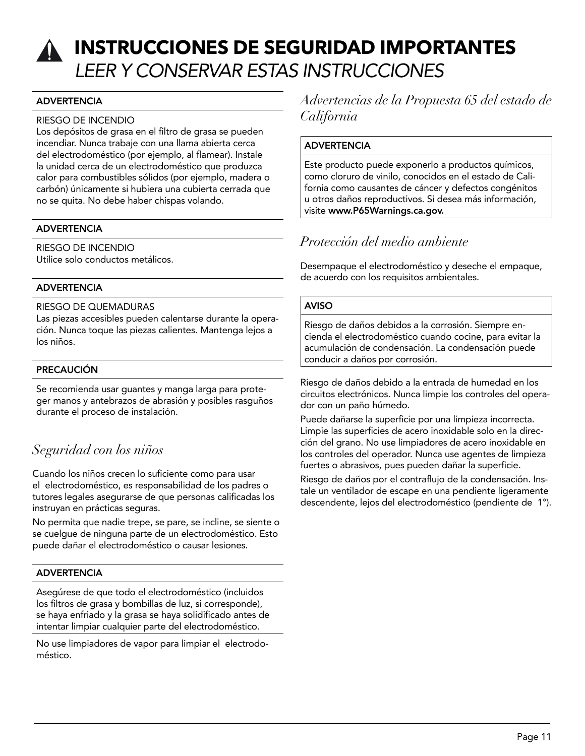# INSTRUCCIONES DE SEGURIDAD IMPORTANTES

*LEER Y CONSERVAR ESTAS INSTRUCCIONES*

**ADVERTENCIA**

RIESGO DE INCENDIO
Los depósitos de grasa en el filtro de grasa se pueden incendiar. Nunca trabaje con una llama abierta cerca del electrodoméstico (por ejemplo, al flamear). Instale la unidad cerca de un electrodoméstico que produzca calor para combustibles sólidos (por ejemplo, madera o carbón) únicamente si hubiera una cubierta cerrada que no se quita. No debe haber chispas volando.

**ADVERTENCIA**

RIESGO DE INCENDIO
Utilice solo conductos metálicos.

**ADVERTENCIA**

RIESGO DE QUEMADURAS
Las piezas accesibles pueden calentarse durante la operación. Nunca toque las piezas calientes. Mantenga lejos a los niños.

**PRECAUCIÓN**

Se recomienda usar guantes y manga larga para proteger manos y antebrazos de abrasión y posibles rasguños durante el proceso de instalación.

## *Seguridad con los niños*

Cuando los niños crecen lo suficiente como para usar el electrodoméstico, es responsabilidad de los padres o tutores legales asegurarse de que personas calificadas los instruyan en prácticas seguras.

No permita que nadie trepe, se pare, se incline, se siente o se cuelgue de ninguna parte de un electrodoméstico. Esto puede dañar el electrodoméstico o causar lesiones.

**ADVERTENCIA**

Asegúrese de que todo el electrodoméstico (incluidos los filtros de grasa y bombillas de luz, si corresponde), se haya enfriado y la grasa se haya solidificado antes de intentar limpiar cualquier parte del electrodoméstico.

No use limpiadores de vapor para limpiar el electrodoméstico.

## *Advertencias de la Propuesta 65 del estado de California*

**ADVERTENCIA**

Este producto puede exponerlo a productos químicos, como cloruro de vinilo, conocidos en el estado de California como causantes de cáncer y defectos congénitos u otros daños reproductivos. Si desea más información, visite **www.P65Warnings.ca.gov.**

## *Protección del medio ambiente*

Desempaque el electrodoméstico y deseche el empaque, de acuerdo con los requisitos ambientales.

**AVISO**

Riesgo de daños debidos a la corrosión. Siempre encienda el electrodoméstico cuando cocine, para evitar la acumulación de condensación. La condensación puede conducir a daños por corrosión.

Riesgo de daños debido a la entrada de humedad en los circuitos electrónicos. Nunca limpie los controles del operador con un paño húmedo.

Puede dañarse la superficie por una limpieza incorrecta. Limpie las superficies de acero inoxidable solo en la dirección del grano. No use limpiadores de acero inoxidable en los controles del operador. Nunca use agentes de limpieza fuertes o abrasivos, pues pueden dañar la superficie.

Riesgo de daños por el contraflujo de la condensación. Instale un ventilador de escape en una pendiente ligeramente descendente, lejos del electrodoméstico (pendiente de 1°).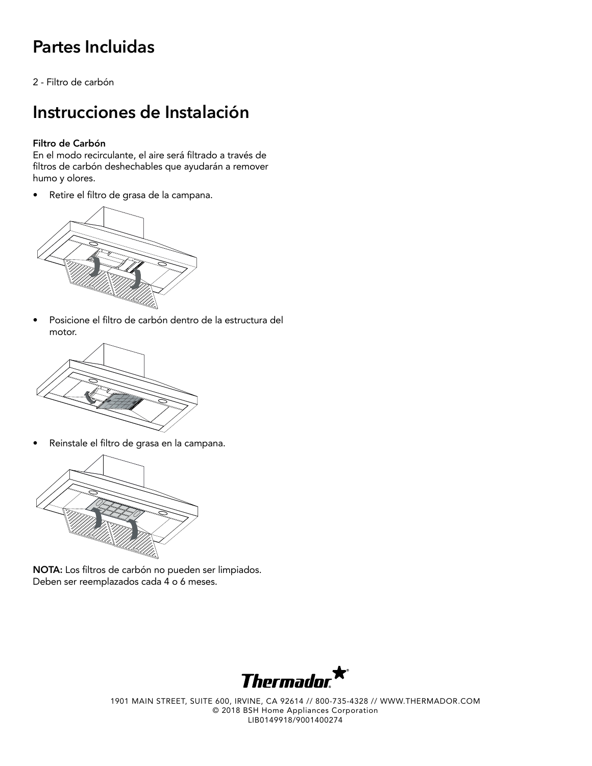## Partes Incluidas

2 - Filtro de carbón

## Instrucciones de Instalación

**Filtro de Carbón**

En el modo recirculante, el aire será filtrado a través de filtros de carbón deshechables que ayudarán a remover humo y olores.

- Retire el filtro de grasa de la campana.
- Posicione el filtro de carbón dentro de la estructura del motor.
- Reinstale el filtro de grasa en la campana.

**NOTA:** Los filtros de carbón no pueden ser limpiados. Deben ser reemplazados cada 4 o 6 meses.

Thermador

1901 MAIN STREET, SUITE 600, IRVINE, CA 92614 // 800-735-4328 // WWW.THERMADOR.COM
© 2018 BSH Home Appliances Corporation
LIB0149918/9001400274